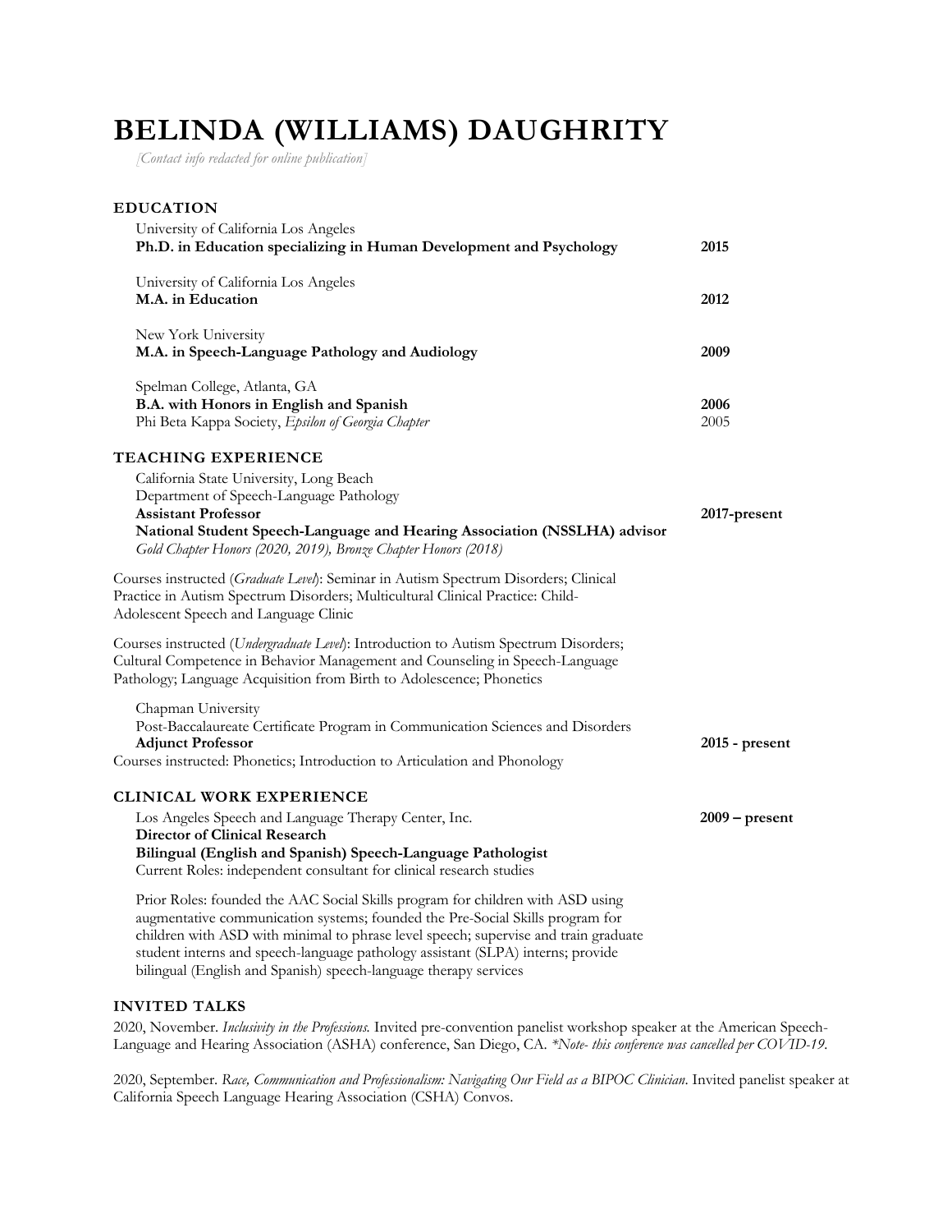# BELINDA (WILLIAMS) DAUGHRITY

*[Contact info redacted for online publication]*

## EDUCATION

University of California Los Angeles
**Ph.D. in Education specializing in Human Development and Psychology** **2015**

University of California Los Angeles
**M.A. in Education** **2012**

New York University
**M.A. in Speech-Language Pathology and Audiology** **2009**

Spelman College, Atlanta, GA
**B.A. with Honors in English and Spanish** **2006**
Phi Beta Kappa Society, *Epsilon of Georgia Chapter* 2005

## TEACHING EXPERIENCE

California State University, Long Beach
Department of Speech-Language Pathology
**Assistant Professor** **2017-present**
**National Student Speech-Language and Hearing Association (NSSLHA) advisor**
*Gold Chapter Honors (2020, 2019), Bronze Chapter Honors (2018)*

Courses instructed (*Graduate Level*): Seminar in Autism Spectrum Disorders; Clinical Practice in Autism Spectrum Disorders; Multicultural Clinical Practice: Child-Adolescent Speech and Language Clinic

Courses instructed (*Undergraduate Level*): Introduction to Autism Spectrum Disorders; Cultural Competence in Behavior Management and Counseling in Speech-Language Pathology; Language Acquisition from Birth to Adolescence; Phonetics

Chapman University
Post-Baccalaureate Certificate Program in Communication Sciences and Disorders
**Adjunct Professor** **2015 - present**
Courses instructed: Phonetics; Introduction to Articulation and Phonology

## CLINICAL WORK EXPERIENCE

Los Angeles Speech and Language Therapy Center, Inc. **2009 – present**
**Director of Clinical Research**
**Bilingual (English and Spanish) Speech-Language Pathologist**
Current Roles: independent consultant for clinical research studies

Prior Roles: founded the AAC Social Skills program for children with ASD using augmentative communication systems; founded the Pre-Social Skills program for children with ASD with minimal to phrase level speech; supervise and train graduate student interns and speech-language pathology assistant (SLPA) interns; provide bilingual (English and Spanish) speech-language therapy services

## INVITED TALKS

2020, November. *Inclusivity in the Professions.* Invited pre-convention panelist workshop speaker at the American Speech-Language and Hearing Association (ASHA) conference, San Diego, CA. *\*Note- this conference was cancelled per COVID-19.*

2020, September. *Race, Communication and Professionalism: Navigating Our Field as a BIPOC Clinician*. Invited panelist speaker at California Speech Language Hearing Association (CSHA) Convos.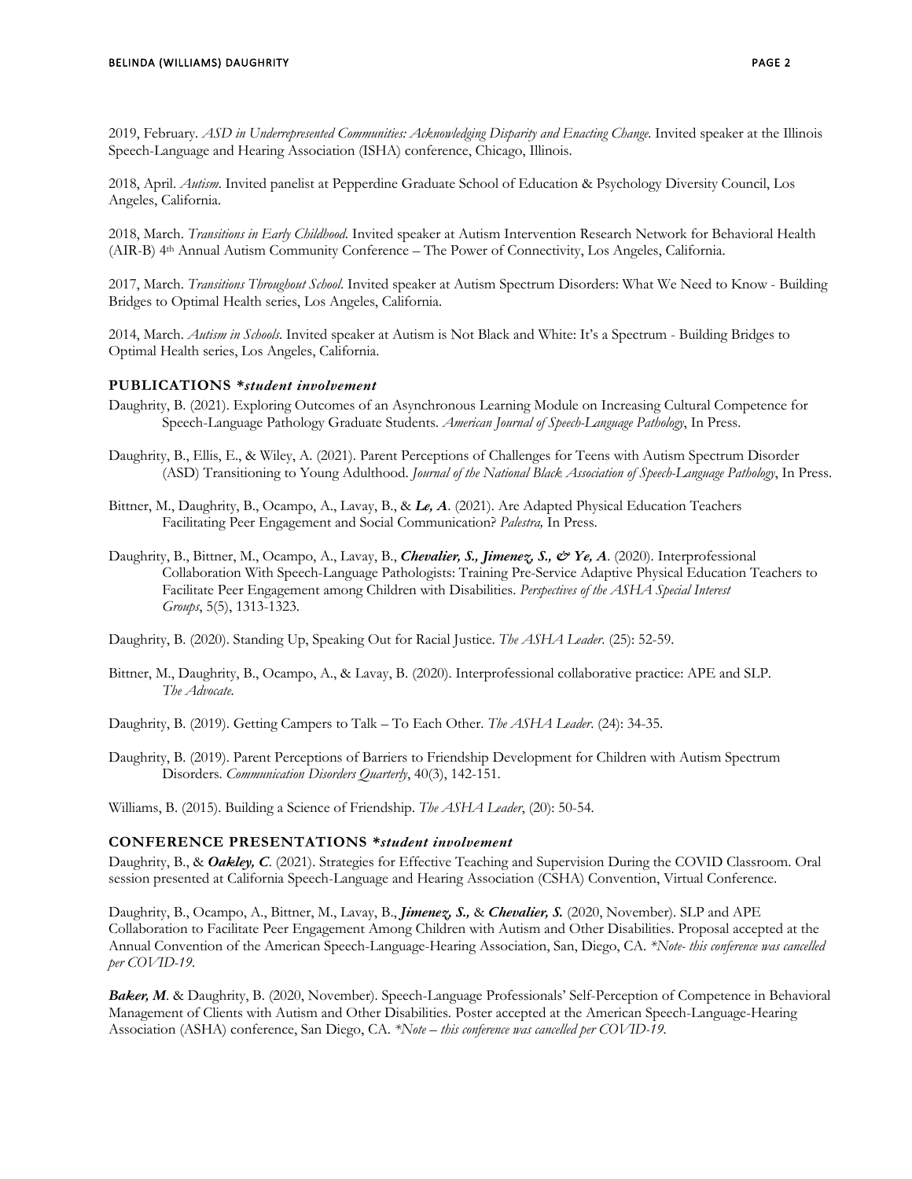2019, February. *ASD in Underrepresented Communities: Acknowledging Disparity and Enacting Change*. Invited speaker at the Illinois Speech-Language and Hearing Association (ISHA) conference, Chicago, Illinois.

2018, April. *Autism*. Invited panelist at Pepperdine Graduate School of Education & Psychology Diversity Council, Los Angeles, California.

2018, March. *Transitions in Early Childhood*. Invited speaker at Autism Intervention Research Network for Behavioral Health (AIR-B) 4th Annual Autism Community Conference – The Power of Connectivity, Los Angeles, California.

2017, March. *Transitions Throughout School*. Invited speaker at Autism Spectrum Disorders: What We Need to Know - Building Bridges to Optimal Health series, Los Angeles, California.

2014, March. *Autism in Schools*. Invited speaker at Autism is Not Black and White: It's a Spectrum - Building Bridges to Optimal Health series, Los Angeles, California.

## PUBLICATIONS *\*student involvement*

Daughrity, B. (2021). Exploring Outcomes of an Asynchronous Learning Module on Increasing Cultural Competence for Speech-Language Pathology Graduate Students. *American Journal of Speech-Language Pathology*, In Press.

Daughrity, B., Ellis, E., & Wiley, A. (2021). Parent Perceptions of Challenges for Teens with Autism Spectrum Disorder (ASD) Transitioning to Young Adulthood. *Journal of the National Black Association of Speech-Language Pathology*, In Press.

Bittner, M., Daughrity, B., Ocampo, A., Lavay, B., & ***Le, A***. (2021). Are Adapted Physical Education Teachers Facilitating Peer Engagement and Social Communication? *Palestra,* In Press.

Daughrity, B., Bittner, M., Ocampo, A., Lavay, B., ***Chevalier, S., Jimenez, S., & Ye, A***. (2020). Interprofessional Collaboration With Speech-Language Pathologists: Training Pre-Service Adaptive Physical Education Teachers to Facilitate Peer Engagement among Children with Disabilities. *Perspectives of the ASHA Special Interest Groups*, 5(5), 1313-1323.

Daughrity, B. (2020). Standing Up, Speaking Out for Racial Justice. *The ASHA Leader*. (25): 52-59.

Bittner, M., Daughrity, B., Ocampo, A., & Lavay, B. (2020). Interprofessional collaborative practice: APE and SLP. *The Advocate*.

Daughrity, B. (2019). Getting Campers to Talk – To Each Other. *The ASHA Leader*. (24): 34-35.

Daughrity, B. (2019). Parent Perceptions of Barriers to Friendship Development for Children with Autism Spectrum Disorders. *Communication Disorders Quarterly*, 40(3), 142-151.

Williams, B. (2015). Building a Science of Friendship. *The ASHA Leader*, (20): 50-54.

## CONFERENCE PRESENTATIONS *\*student involvement*

Daughrity, B., & ***Oakley, C***. (2021). Strategies for Effective Teaching and Supervision During the COVID Classroom. Oral session presented at California Speech-Language and Hearing Association (CSHA) Convention, Virtual Conference.

Daughrity, B., Ocampo, A., Bittner, M., Lavay, B., ***Jimenez, S.,*** & ***Chevalier, S.*** (2020, November). SLP and APE Collaboration to Facilitate Peer Engagement Among Children with Autism and Other Disabilities. Proposal accepted at the Annual Convention of the American Speech-Language-Hearing Association, San, Diego, CA. *\*Note- this conference was cancelled per COVID-19.*

***Baker, M***. & Daughrity, B. (2020, November). Speech-Language Professionals' Self-Perception of Competence in Behavioral Management of Clients with Autism and Other Disabilities. Poster accepted at the American Speech-Language-Hearing Association (ASHA) conference, San Diego, CA. *\*Note – this conference was cancelled per COVID-19.*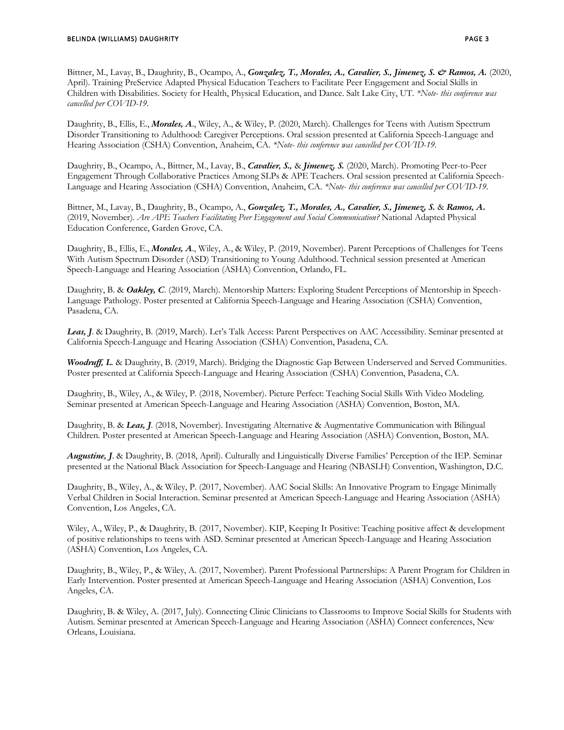Bittner, M., Lavay, B., Daughrity, B., Ocampo, A., ***Gonzalez, T., Morales, A., Cavalier, S., Jimenez, S. & Ramos, A.*** (2020, April). Training PreService Adapted Physical Education Teachers to Facilitate Peer Engagement and Social Skills in Children with Disabilities. Society for Health, Physical Education, and Dance. Salt Lake City, UT. *\*Note- this conference was cancelled per COVID-19.*

Daughrity, B., Ellis, E., ***Morales, A***., Wiley, A., & Wiley, P. (2020, March). Challenges for Teens with Autism Spectrum Disorder Transitioning to Adulthood: Caregiver Perceptions. Oral session presented at California Speech-Language and Hearing Association (CSHA) Convention, Anaheim, CA. *\*Note- this conference was cancelled per COVID-19.*

Daughrity, B., Ocampo, A., Bittner, M., Lavay, B., ***Cavalier, S.,*** & ***Jimenez, S.*** (2020, March). Promoting Peer-to-Peer Engagement Through Collaborative Practices Among SLPs & APE Teachers. Oral session presented at California Speech-Language and Hearing Association (CSHA) Convention, Anaheim, CA. *\*Note- this conference was cancelled per COVID-19.*

Bittner, M., Lavay, B., Daughrity, B., Ocampo, A., ***Gonzalez, T., Morales, A., Cavalier, S., Jimenez, S.*** & ***Ramos, A.*** (2019, November). *Are APE Teachers Facilitating Peer Engagement and Social Communication?* National Adapted Physical Education Conference, Garden Grove, CA.

Daughrity, B., Ellis, E., ***Morales, A***., Wiley, A., & Wiley, P. (2019, November). Parent Perceptions of Challenges for Teens With Autism Spectrum Disorder (ASD) Transitioning to Young Adulthood. Technical session presented at American Speech-Language and Hearing Association (ASHA) Convention, Orlando, FL.

Daughrity, B. & ***Oakley, C***. (2019, March). Mentorship Matters: Exploring Student Perceptions of Mentorship in Speech-Language Pathology. Poster presented at California Speech-Language and Hearing Association (CSHA) Convention, Pasadena, CA.

***Leas, J***. & Daughrity, B. (2019, March). Let's Talk Access: Parent Perspectives on AAC Accessibility. Seminar presented at California Speech-Language and Hearing Association (CSHA) Convention, Pasadena, CA.

***Woodruff, L***. & Daughrity, B. (2019, March). Bridging the Diagnostic Gap Between Underserved and Served Communities. Poster presented at California Speech-Language and Hearing Association (CSHA) Convention, Pasadena, CA.

Daughrity, B., Wiley, A., & Wiley, P. (2018, November). Picture Perfect: Teaching Social Skills With Video Modeling. Seminar presented at American Speech-Language and Hearing Association (ASHA) Convention, Boston, MA.

Daughrity, B. & ***Leas, J***. (2018, November). Investigating Alternative & Augmentative Communication with Bilingual Children. Poster presented at American Speech-Language and Hearing Association (ASHA) Convention, Boston, MA.

***Augustine, J***. & Daughrity, B. (2018, April). Culturally and Linguistically Diverse Families' Perception of the IEP. Seminar presented at the National Black Association for Speech-Language and Hearing (NBASLH) Convention, Washington, D.C.

Daughrity, B., Wiley, A., & Wiley, P. (2017, November). AAC Social Skills: An Innovative Program to Engage Minimally Verbal Children in Social Interaction. Seminar presented at American Speech-Language and Hearing Association (ASHA) Convention, Los Angeles, CA.

Wiley, A., Wiley, P., & Daughrity, B. (2017, November). KIP, Keeping It Positive: Teaching positive affect & development of positive relationships to teens with ASD. Seminar presented at American Speech-Language and Hearing Association (ASHA) Convention, Los Angeles, CA.

Daughrity, B., Wiley, P., & Wiley, A. (2017, November). Parent Professional Partnerships: A Parent Program for Children in Early Intervention. Poster presented at American Speech-Language and Hearing Association (ASHA) Convention, Los Angeles, CA.

Daughrity, B. & Wiley, A. (2017, July). Connecting Clinic Clinicians to Classrooms to Improve Social Skills for Students with Autism. Seminar presented at American Speech-Language and Hearing Association (ASHA) Connect conferences, New Orleans, Louisiana.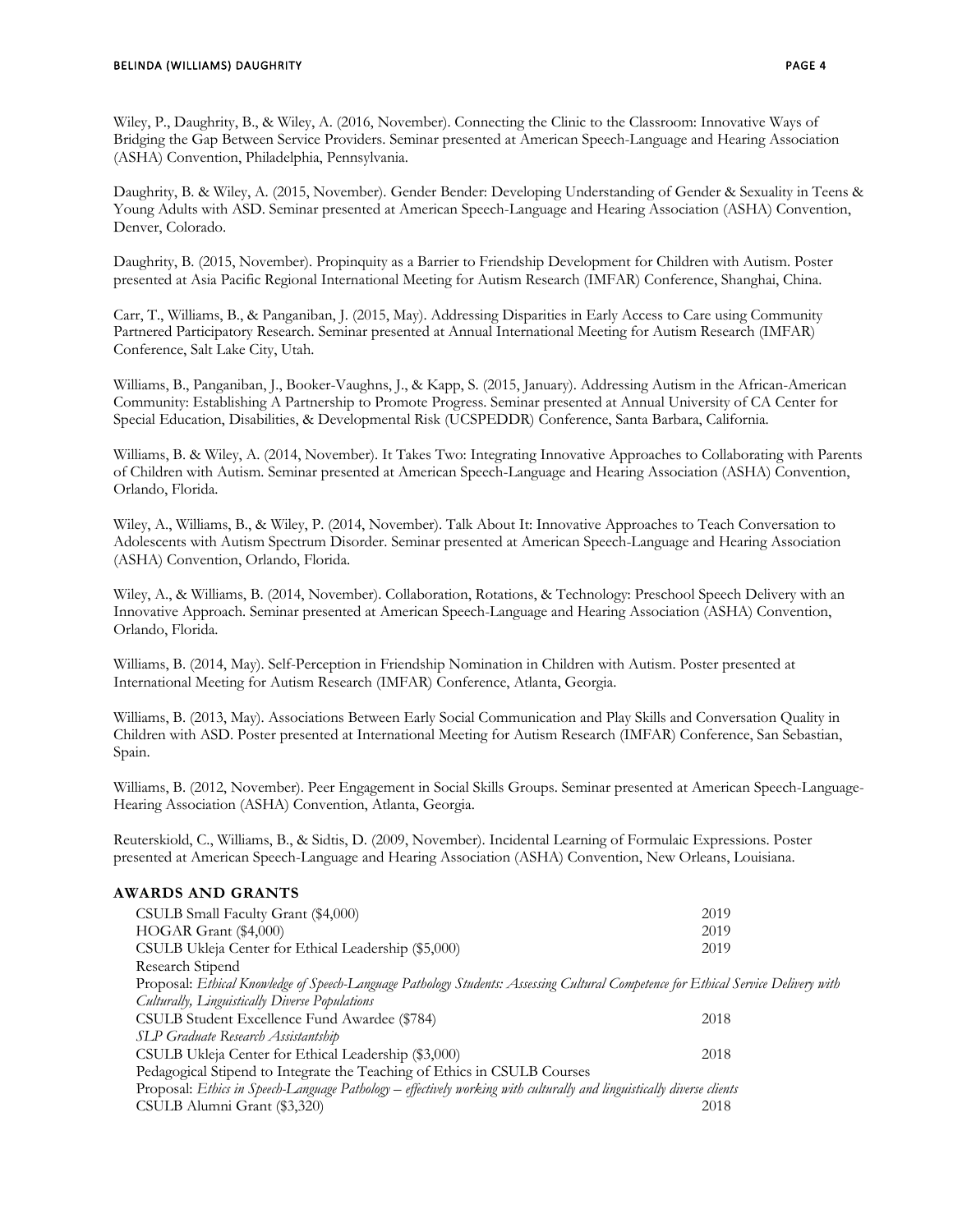Wiley, P., Daughrity, B., & Wiley, A. (2016, November). Connecting the Clinic to the Classroom: Innovative Ways of Bridging the Gap Between Service Providers. Seminar presented at American Speech-Language and Hearing Association (ASHA) Convention, Philadelphia, Pennsylvania.

Daughrity, B. & Wiley, A. (2015, November). Gender Bender: Developing Understanding of Gender & Sexuality in Teens & Young Adults with ASD. Seminar presented at American Speech-Language and Hearing Association (ASHA) Convention, Denver, Colorado.

Daughrity, B. (2015, November). Propinquity as a Barrier to Friendship Development for Children with Autism. Poster presented at Asia Pacific Regional International Meeting for Autism Research (IMFAR) Conference, Shanghai, China.

Carr, T., Williams, B., & Panganiban, J. (2015, May). Addressing Disparities in Early Access to Care using Community Partnered Participatory Research. Seminar presented at Annual International Meeting for Autism Research (IMFAR) Conference, Salt Lake City, Utah.

Williams, B., Panganiban, J., Booker-Vaughns, J., & Kapp, S. (2015, January). Addressing Autism in the African-American Community: Establishing A Partnership to Promote Progress. Seminar presented at Annual University of CA Center for Special Education, Disabilities, & Developmental Risk (UCSPEDDR) Conference, Santa Barbara, California.

Williams, B. & Wiley, A. (2014, November). It Takes Two: Integrating Innovative Approaches to Collaborating with Parents of Children with Autism. Seminar presented at American Speech-Language and Hearing Association (ASHA) Convention, Orlando, Florida.

Wiley, A., Williams, B., & Wiley, P. (2014, November). Talk About It: Innovative Approaches to Teach Conversation to Adolescents with Autism Spectrum Disorder. Seminar presented at American Speech-Language and Hearing Association (ASHA) Convention, Orlando, Florida.

Wiley, A., & Williams, B. (2014, November). Collaboration, Rotations, & Technology: Preschool Speech Delivery with an Innovative Approach. Seminar presented at American Speech-Language and Hearing Association (ASHA) Convention, Orlando, Florida.

Williams, B. (2014, May). Self-Perception in Friendship Nomination in Children with Autism. Poster presented at International Meeting for Autism Research (IMFAR) Conference, Atlanta, Georgia.

Williams, B. (2013, May). Associations Between Early Social Communication and Play Skills and Conversation Quality in Children with ASD. Poster presented at International Meeting for Autism Research (IMFAR) Conference, San Sebastian, Spain.

Williams, B. (2012, November). Peer Engagement in Social Skills Groups. Seminar presented at American Speech-Language-Hearing Association (ASHA) Convention, Atlanta, Georgia.

Reuterskiold, C., Williams, B., & Sidtis, D. (2009, November). Incidental Learning of Formulaic Expressions. Poster presented at American Speech-Language and Hearing Association (ASHA) Convention, New Orleans, Louisiana.

## AWARDS AND GRANTS

CSULB Small Faculty Grant ($4,000) — 2019

HOGAR Grant ($4,000) — 2019

CSULB Ukleja Center for Ethical Leadership ($5,000) — 2019
Research Stipend
Proposal: *Ethical Knowledge of Speech-Language Pathology Students: Assessing Cultural Competence for Ethical Service Delivery with Culturally, Linguistically Diverse Populations*

CSULB Student Excellence Fund Awardee ($784) — 2018
*SLP Graduate Research Assistantship*

CSULB Ukleja Center for Ethical Leadership ($3,000) — 2018
Pedagogical Stipend to Integrate the Teaching of Ethics in CSULB Courses
Proposal: *Ethics in Speech-Language Pathology – effectively working with culturally and linguistically diverse clients*

CSULB Alumni Grant ($3,320) — 2018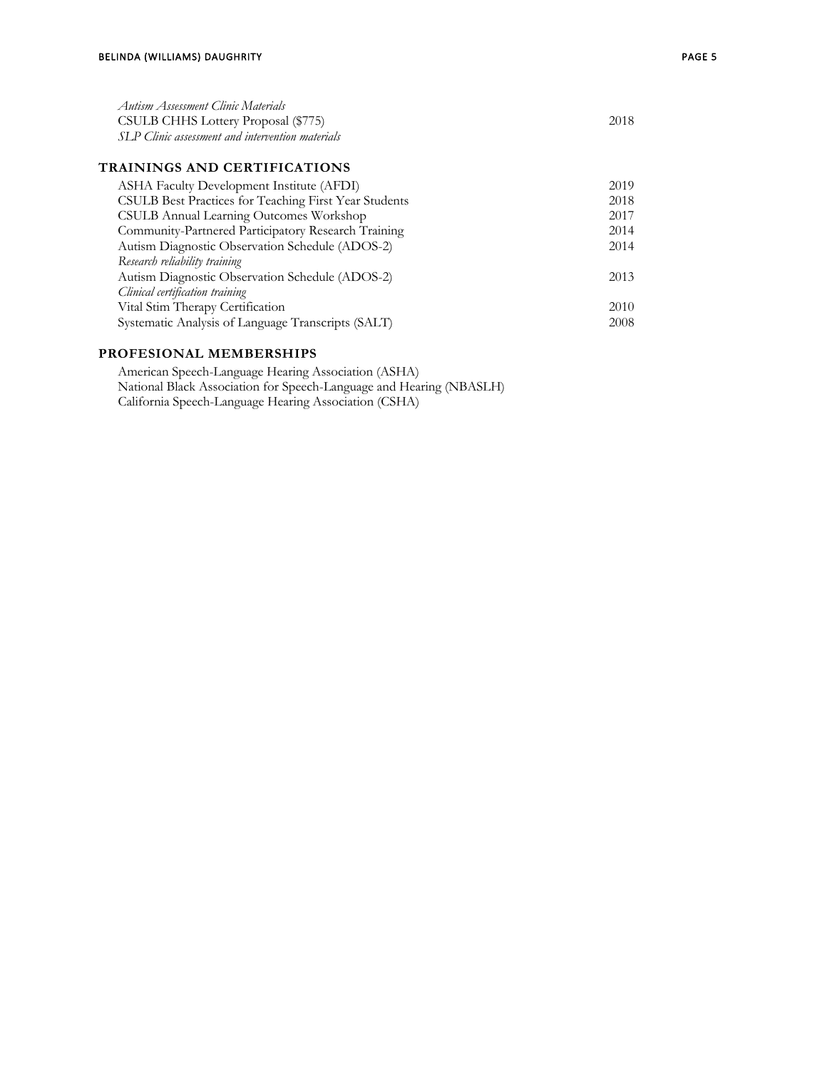*Autism Assessment Clinic Materials*
CSULB CHHS Lottery Proposal ($775) 2018
*SLP Clinic assessment and intervention materials*

## TRAININGS AND CERTIFICATIONS

| | |
|---|---|
| ASHA Faculty Development Institute (AFDI) | 2019 |
| CSULB Best Practices for Teaching First Year Students | 2018 |
| CSULB Annual Learning Outcomes Workshop | 2017 |
| Community-Partnered Participatory Research Training | 2014 |
| Autism Diagnostic Observation Schedule (ADOS-2)<br>*Research reliability training* | 2014 |
| Autism Diagnostic Observation Schedule (ADOS-2)<br>*Clinical certification training* | 2013 |
| Vital Stim Therapy Certification | 2010 |
| Systematic Analysis of Language Transcripts (SALT) | 2008 |

## PROFESIONAL MEMBERSHIPS

American Speech-Language Hearing Association (ASHA)
National Black Association for Speech-Language and Hearing (NBASLH)
California Speech-Language Hearing Association (CSHA)